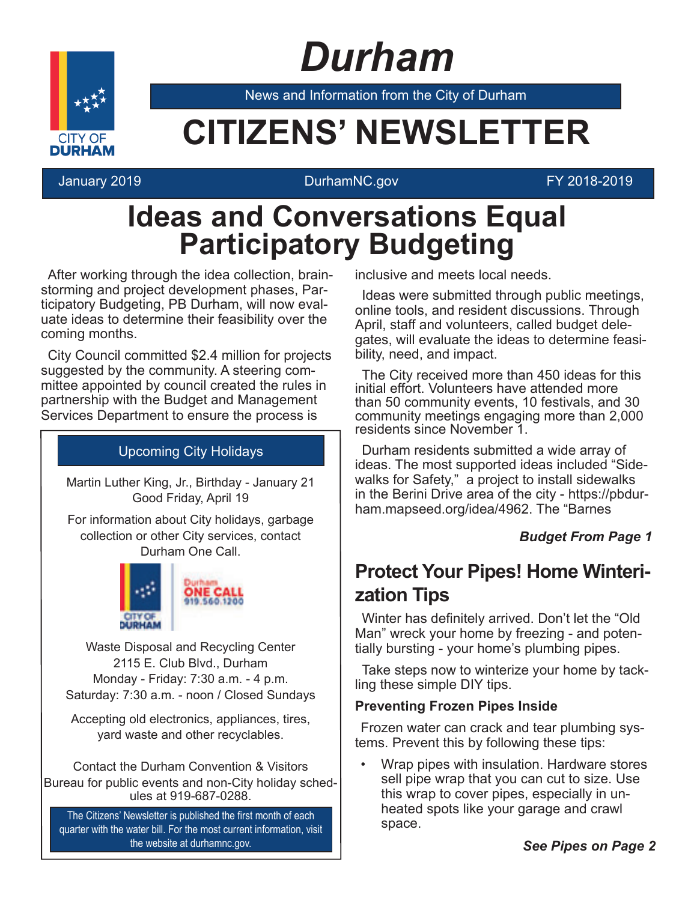# Durham

News and Information from the City of Durham

# CITIZENS' NEWSLETTER

January 2019 | DurhamNC.gov | FY 2018-2019

## Ideas and Conversations Equal Participatory Budgeting

After working through the idea collection, brainstorming and project development phases, Participatory Budgeting, PB Durham, will now evaluate ideas to determine their feasibility over the coming months.

City Council committed $2.4 million for projects suggested by the community. A steering committee appointed by council created the rules in partnership with the Budget and Management Services Department to ensure the process is inclusive and meets local needs.

Ideas were submitted through public meetings, online tools, and resident discussions. Through April, staff and volunteers, called budget delegates, will evaluate the ideas to determine feasibility, need, and impact.

The City received more than 450 ideas for this initial effort. Volunteers have attended more than 50 community events, 10 festivals, and 30 community meetings engaging more than 2,000 residents since November 1.

Durham residents submitted a wide array of ideas. The most supported ideas included "Sidewalks for Safety," a project to install sidewalks in the Berini Drive area of the city - https://pbdurham.mapseed.org/idea/4962. The "Barnes

***Budget From Page 1***

### Upcoming City Holidays

Martin Luther King, Jr., Birthday - January 21
Good Friday, April 19

For information about City holidays, garbage collection or other City services, contact Durham One Call.

Durham ONE CALL 919.560.1200

Waste Disposal and Recycling Center
2115 E. Club Blvd., Durham
Monday - Friday: 7:30 a.m. - 4 p.m.
Saturday: 7:30 a.m. - noon / Closed Sundays

Accepting old electronics, appliances, tires, yard waste and other recyclables.

Contact the Durham Convention & Visitors Bureau for public events and non-City holiday schedules at 919-687-0288.

The Citizens' Newsletter is published the first month of each quarter with the water bill. For the most current information, visit the website at durhamnc.gov.

## Protect Your Pipes! Home Winterization Tips

Winter has definitely arrived. Don't let the "Old Man" wreck your home by freezing - and potentially bursting - your home's plumbing pipes.

Take steps now to winterize your home by tackling these simple DIY tips.

### Preventing Frozen Pipes Inside

Frozen water can crack and tear plumbing systems. Prevent this by following these tips:

- Wrap pipes with insulation. Hardware stores sell pipe wrap that you can cut to size. Use this wrap to cover pipes, especially in unheated spots like your garage and crawl space.

***See Pipes on Page 2***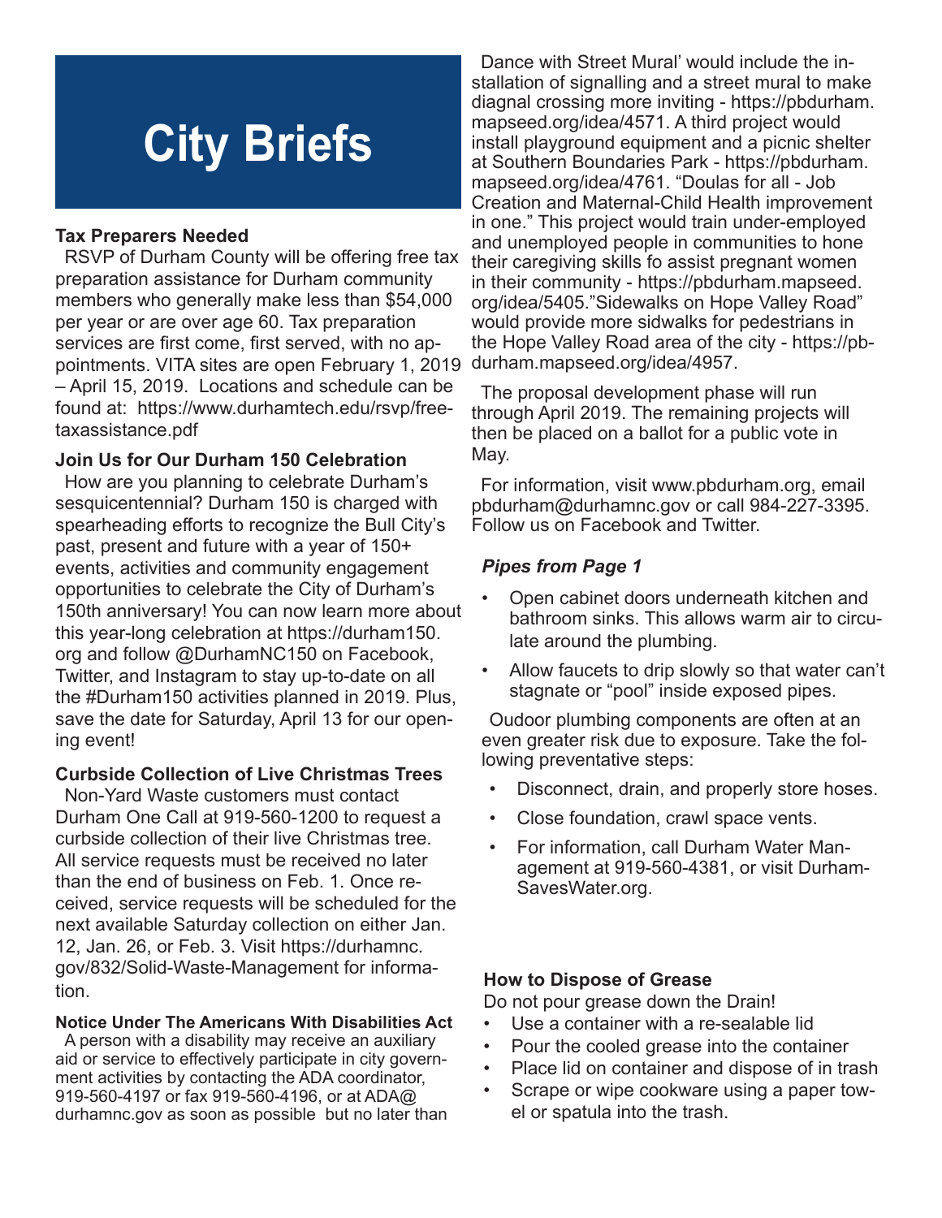# City Briefs

### Tax Preparers Needed

RSVP of Durham County will be offering free tax preparation assistance for Durham community members who generally make less than $54,000 per year or are over age 60. Tax preparation services are first come, first served, with no appointments. VITA sites are open February 1, 2019 – April 15, 2019. Locations and schedule can be found at: https://www.durhamtech.edu/rsvp/freetaxassistance.pdf

### Join Us for Our Durham 150 Celebration

How are you planning to celebrate Durham's sesquicentennial? Durham 150 is charged with spearheading efforts to recognize the Bull City's past, present and future with a year of 150+ events, activities and community engagement opportunities to celebrate the City of Durham's 150th anniversary! You can now learn more about this year-long celebration at https://durham150.org and follow @DurhamNC150 on Facebook, Twitter, and Instagram to stay up-to-date on all the #Durham150 activities planned in 2019. Plus, save the date for Saturday, April 13 for our opening event!

### Curbside Collection of Live Christmas Trees

Non-Yard Waste customers must contact Durham One Call at 919-560-1200 to request a curbside collection of their live Christmas tree. All service requests must be received no later than the end of business on Feb. 1. Once received, service requests will be scheduled for the next available Saturday collection on either Jan. 12, Jan. 26, or Feb. 3. Visit https://durhamnc.gov/832/Solid-Waste-Management for information.

### Notice Under The Americans With Disabilities Act

A person with a disability may receive an auxiliary aid or service to effectively participate in city government activities by contacting the ADA coordinator, 919-560-4197 or fax 919-560-4196, or at ADA@durhamnc.gov as soon as possible but no later than

Dance with Street Mural' would include the installation of signalling and a street mural to make diagnal crossing more inviting - https://pbdurham.mapseed.org/idea/4571. A third project would install playground equipment and a picnic shelter at Southern Boundaries Park - https://pbdurham.mapseed.org/idea/4761. "Doulas for all - Job Creation and Maternal-Child Health improvement in one." This project would train under-employed and unemployed people in communities to hone their caregiving skills fo assist pregnant women in their community - https://pbdurham.mapseed.org/idea/5405."Sidewalks on Hope Valley Road" would provide more sidwalks for pedestrians in the Hope Valley Road area of the city - https://pbdurham.mapseed.org/idea/4957.

The proposal development phase will run through April 2019. The remaining projects will then be placed on a ballot for a public vote in May.

For information, visit www.pbdurham.org, email pbdurham@durhamnc.gov or call 984-227-3395. Follow us on Facebook and Twitter.

### *Pipes from Page 1*

- Open cabinet doors underneath kitchen and bathroom sinks. This allows warm air to circulate around the plumbing.
- Allow faucets to drip slowly so that water can't stagnate or "pool" inside exposed pipes.

Oudoor plumbing components are often at an even greater risk due to exposure. Take the following preventative steps:

- Disconnect, drain, and properly store hoses.
- Close foundation, crawl space vents.
- For information, call Durham Water Management at 919-560-4381, or visit DurhamSavesWater.org.

### How to Dispose of Grease

Do not pour grease down the Drain!

- Use a container with a re-sealable lid
- Pour the cooled grease into the container
- Place lid on container and dispose of in trash
- Scrape or wipe cookware using a paper towel or spatula into the trash.